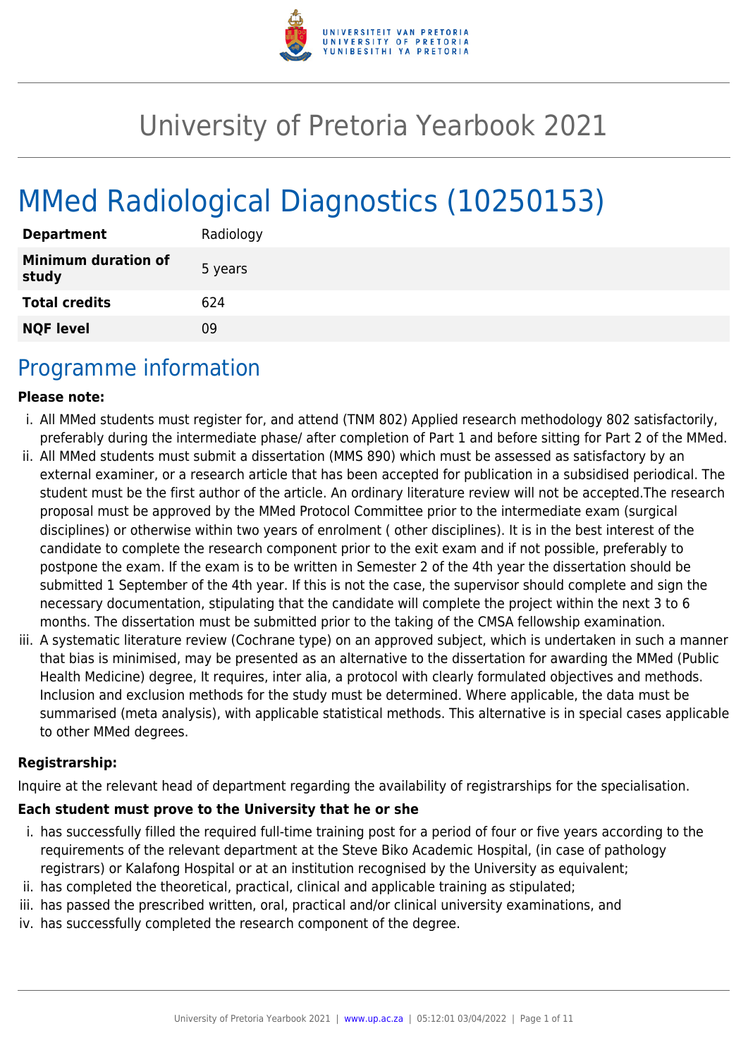# University of Pretoria Yearbook 2021

# MMed Radiological Diagnostics (10250153)

| | |
|---|---|
| **Department** | Radiology |
| **Minimum duration of study** | 5 years |
| **Total credits** | 624 |
| **NQF level** | 09 |

## Programme information

**Please note:**

i. All MMed students must register for, and attend (TNM 802) Applied research methodology 802 satisfactorily, preferably during the intermediate phase/ after completion of Part 1 and before sitting for Part 2 of the MMed.

ii. All MMed students must submit a dissertation (MMS 890) which must be assessed as satisfactory by an external examiner, or a research article that has been accepted for publication in a subsidised periodical. The student must be the first author of the article. An ordinary literature review will not be accepted.The research proposal must be approved by the MMed Protocol Committee prior to the intermediate exam (surgical disciplines) or otherwise within two years of enrolment ( other disciplines). It is in the best interest of the candidate to complete the research component prior to the exit exam and if not possible, preferably to postpone the exam. If the exam is to be written in Semester 2 of the 4th year the dissertation should be submitted 1 September of the 4th year. If this is not the case, the supervisor should complete and sign the necessary documentation, stipulating that the candidate will complete the project within the next 3 to 6 months. The dissertation must be submitted prior to the taking of the CMSA fellowship examination.

iii. A systematic literature review (Cochrane type) on an approved subject, which is undertaken in such a manner that bias is minimised, may be presented as an alternative to the dissertation for awarding the MMed (Public Health Medicine) degree, It requires, inter alia, a protocol with clearly formulated objectives and methods. Inclusion and exclusion methods for the study must be determined. Where applicable, the data must be summarised (meta analysis), with applicable statistical methods. This alternative is in special cases applicable to other MMed degrees.

**Registrarship:**

Inquire at the relevant head of department regarding the availability of registrarships for the specialisation.

**Each student must prove to the University that he or she**

i. has successfully filled the required full-time training post for a period of four or five years according to the requirements of the relevant department at the Steve Biko Academic Hospital, (in case of pathology registrars) or Kalafong Hospital or at an institution recognised by the University as equivalent;

ii. has completed the theoretical, practical, clinical and applicable training as stipulated;

iii. has passed the prescribed written, oral, practical and/or clinical university examinations, and

iv. has successfully completed the research component of the degree.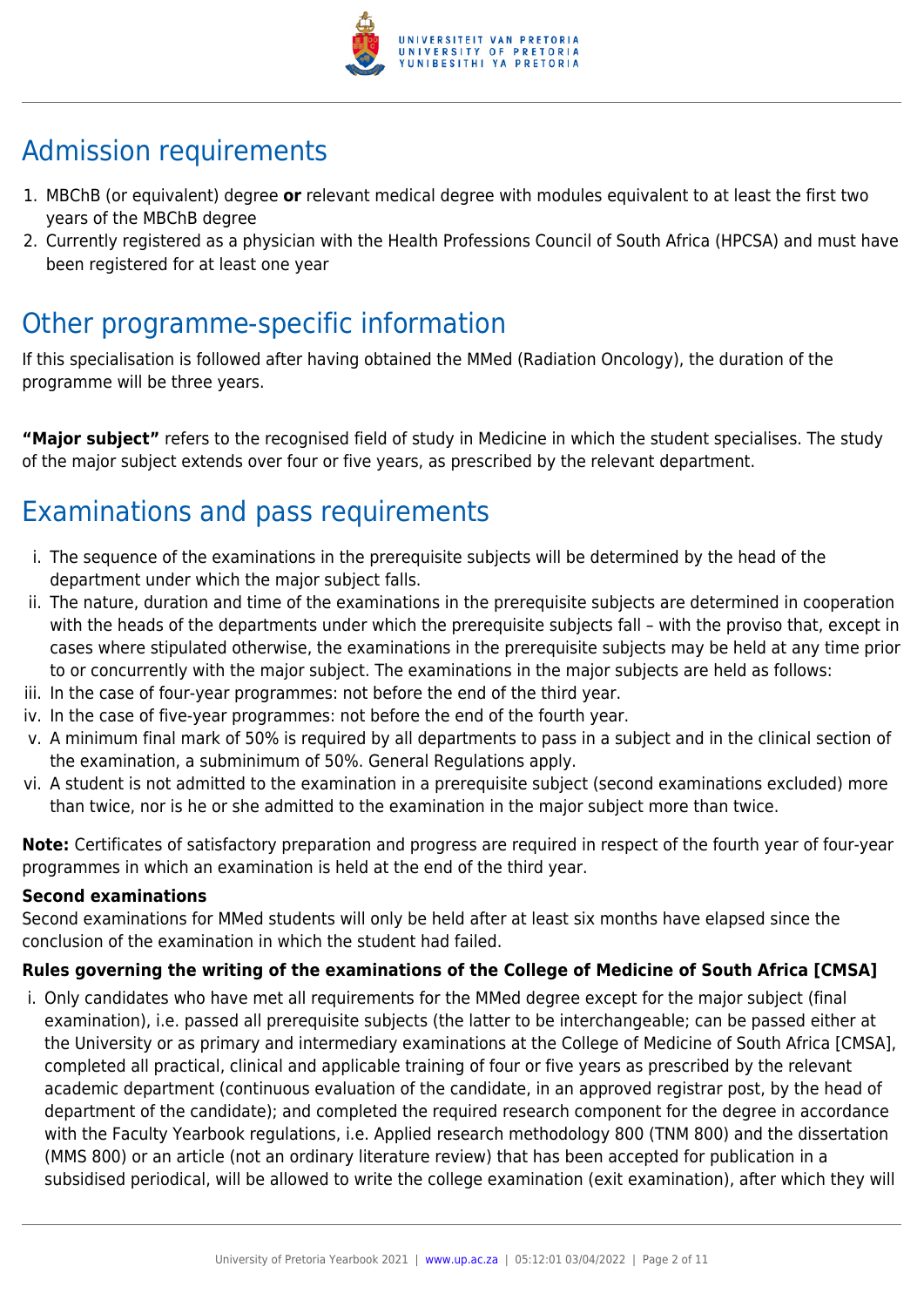## Admission requirements

1. MBChB (or equivalent) degree **or** relevant medical degree with modules equivalent to at least the first two years of the MBChB degree
2. Currently registered as a physician with the Health Professions Council of South Africa (HPCSA) and must have been registered for at least one year

## Other programme-specific information

If this specialisation is followed after having obtained the MMed (Radiation Oncology), the duration of the programme will be three years.

**"Major subject"** refers to the recognised field of study in Medicine in which the student specialises. The study of the major subject extends over four or five years, as prescribed by the relevant department.

## Examinations and pass requirements

i. The sequence of the examinations in the prerequisite subjects will be determined by the head of the department under which the major subject falls.
ii. The nature, duration and time of the examinations in the prerequisite subjects are determined in cooperation with the heads of the departments under which the prerequisite subjects fall – with the proviso that, except in cases where stipulated otherwise, the examinations in the prerequisite subjects may be held at any time prior to or concurrently with the major subject. The examinations in the major subjects are held as follows:
iii. In the case of four-year programmes: not before the end of the third year.
iv. In the case of five-year programmes: not before the end of the fourth year.
v. A minimum final mark of 50% is required by all departments to pass in a subject and in the clinical section of the examination, a subminimum of 50%. General Regulations apply.
vi. A student is not admitted to the examination in a prerequisite subject (second examinations excluded) more than twice, nor is he or she admitted to the examination in the major subject more than twice.

**Note:** Certificates of satisfactory preparation and progress are required in respect of the fourth year of four-year programmes in which an examination is held at the end of the third year.

**Second examinations**

Second examinations for MMed students will only be held after at least six months have elapsed since the conclusion of the examination in which the student had failed.

**Rules governing the writing of the examinations of the College of Medicine of South Africa [CMSA]**

i. Only candidates who have met all requirements for the MMed degree except for the major subject (final examination), i.e. passed all prerequisite subjects (the latter to be interchangeable; can be passed either at the University or as primary and intermediary examinations at the College of Medicine of South Africa [CMSA], completed all practical, clinical and applicable training of four or five years as prescribed by the relevant academic department (continuous evaluation of the candidate, in an approved registrar post, by the head of department of the candidate); and completed the required research component for the degree in accordance with the Faculty Yearbook regulations, i.e. Applied research methodology 800 (TNM 800) and the dissertation (MMS 800) or an article (not an ordinary literature review) that has been accepted for publication in a subsidised periodical, will be allowed to write the college examination (exit examination), after which they will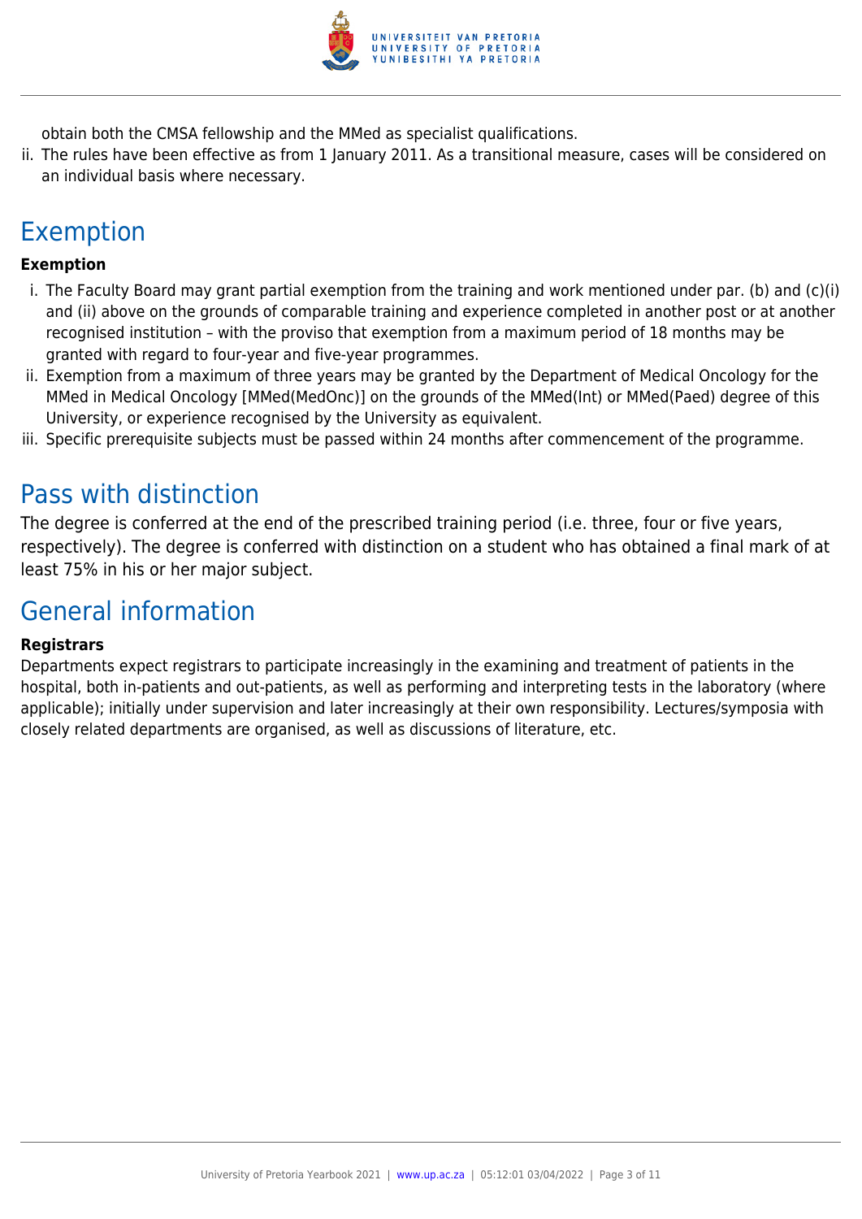obtain both the CMSA fellowship and the MMed as specialist qualifications.

ii. The rules have been effective as from 1 January 2011. As a transitional measure, cases will be considered on an individual basis where necessary.

## Exemption

**Exemption**

i. The Faculty Board may grant partial exemption from the training and work mentioned under par. (b) and (c)(i) and (ii) above on the grounds of comparable training and experience completed in another post or at another recognised institution – with the proviso that exemption from a maximum period of 18 months may be granted with regard to four-year and five-year programmes.
ii. Exemption from a maximum of three years may be granted by the Department of Medical Oncology for the MMed in Medical Oncology [MMed(MedOnc)] on the grounds of the MMed(Int) or MMed(Paed) degree of this University, or experience recognised by the University as equivalent.
iii. Specific prerequisite subjects must be passed within 24 months after commencement of the programme.

## Pass with distinction

The degree is conferred at the end of the prescribed training period (i.e. three, four or five years, respectively). The degree is conferred with distinction on a student who has obtained a final mark of at least 75% in his or her major subject.

## General information

**Registrars**

Departments expect registrars to participate increasingly in the examining and treatment of patients in the hospital, both in-patients and out-patients, as well as performing and interpreting tests in the laboratory (where applicable); initially under supervision and later increasingly at their own responsibility. Lectures/symposia with closely related departments are organised, as well as discussions of literature, etc.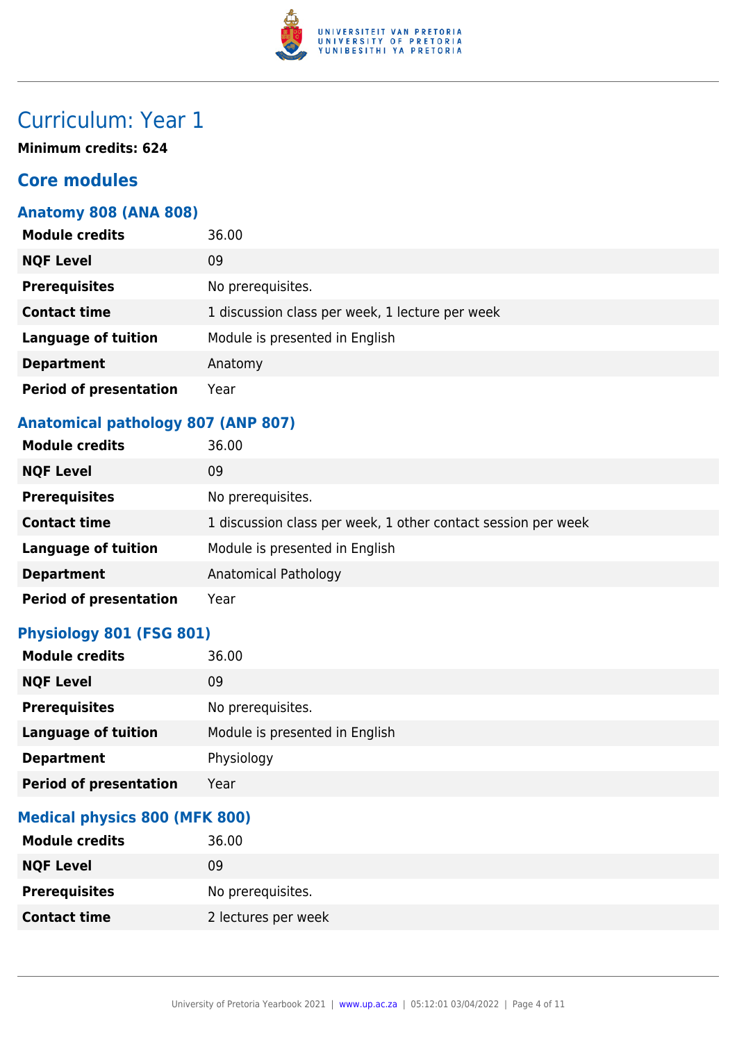# Curriculum: Year 1

**Minimum credits: 624**

## Core modules

### Anatomy 808 (ANA 808)

| | |
|---|---|
| **Module credits** | 36.00 |
| **NQF Level** | 09 |
| **Prerequisites** | No prerequisites. |
| **Contact time** | 1 discussion class per week, 1 lecture per week |
| **Language of tuition** | Module is presented in English |
| **Department** | Anatomy |
| **Period of presentation** | Year |

### Anatomical pathology 807 (ANP 807)

| | |
|---|---|
| **Module credits** | 36.00 |
| **NQF Level** | 09 |
| **Prerequisites** | No prerequisites. |
| **Contact time** | 1 discussion class per week, 1 other contact session per week |
| **Language of tuition** | Module is presented in English |
| **Department** | Anatomical Pathology |
| **Period of presentation** | Year |

### Physiology 801 (FSG 801)

| | |
|---|---|
| **Module credits** | 36.00 |
| **NQF Level** | 09 |
| **Prerequisites** | No prerequisites. |
| **Language of tuition** | Module is presented in English |
| **Department** | Physiology |
| **Period of presentation** | Year |

### Medical physics 800 (MFK 800)

| | |
|---|---|
| **Module credits** | 36.00 |
| **NQF Level** | 09 |
| **Prerequisites** | No prerequisites. |
| **Contact time** | 2 lectures per week |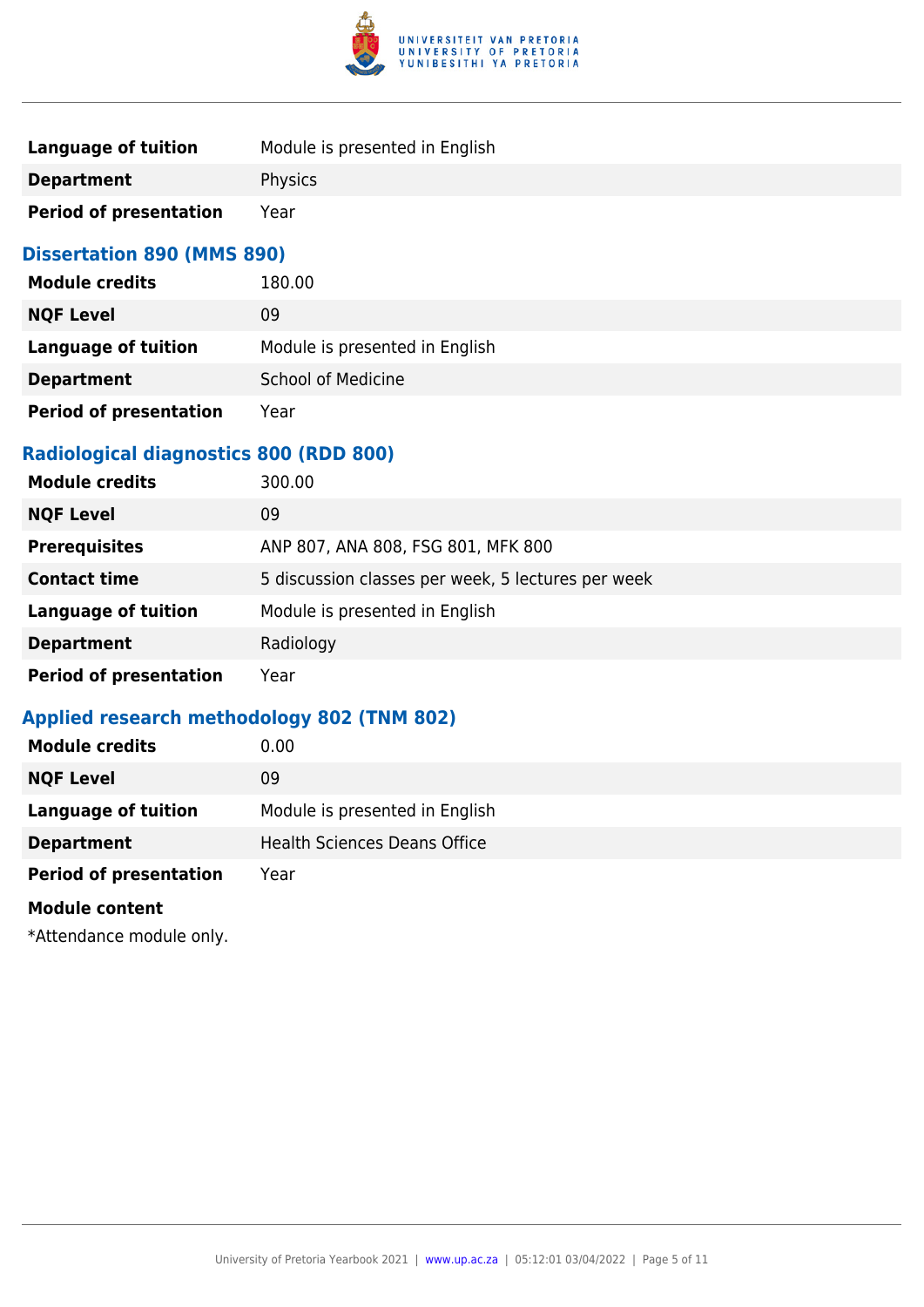| | |
|---|---|
| **Language of tuition** | Module is presented in English |
| **Department** | Physics |
| **Period of presentation** | Year |

### Dissertation 890 (MMS 890)

| | |
|---|---|
| **Module credits** | 180.00 |
| **NQF Level** | 09 |
| **Language of tuition** | Module is presented in English |
| **Department** | School of Medicine |
| **Period of presentation** | Year |

### Radiological diagnostics 800 (RDD 800)

| | |
|---|---|
| **Module credits** | 300.00 |
| **NQF Level** | 09 |
| **Prerequisites** | ANP 807, ANA 808, FSG 801, MFK 800 |
| **Contact time** | 5 discussion classes per week, 5 lectures per week |
| **Language of tuition** | Module is presented in English |
| **Department** | Radiology |
| **Period of presentation** | Year |

### Applied research methodology 802 (TNM 802)

| | |
|---|---|
| **Module credits** | 0.00 |
| **NQF Level** | 09 |
| **Language of tuition** | Module is presented in English |
| **Department** | Health Sciences Deans Office |
| **Period of presentation** | Year |

**Module content**

*Attendance module only.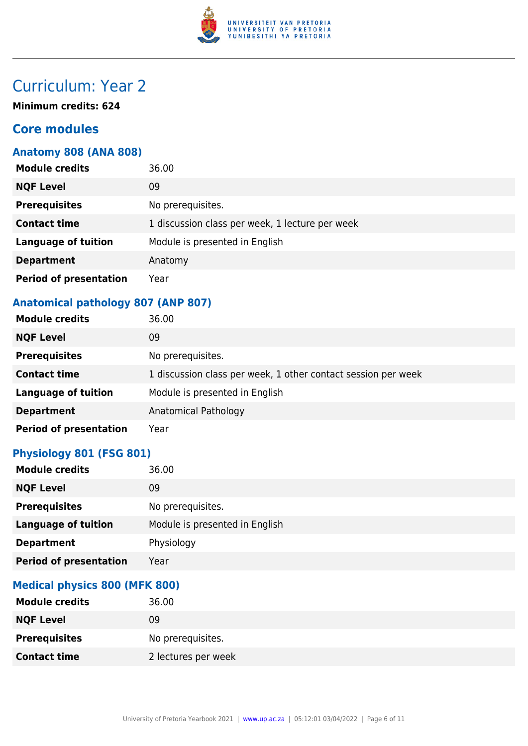# Curriculum: Year 2

**Minimum credits: 624**

## Core modules

### Anatomy 808 (ANA 808)

| | |
|---|---|
| **Module credits** | 36.00 |
| **NQF Level** | 09 |
| **Prerequisites** | No prerequisites. |
| **Contact time** | 1 discussion class per week, 1 lecture per week |
| **Language of tuition** | Module is presented in English |
| **Department** | Anatomy |
| **Period of presentation** | Year |

### Anatomical pathology 807 (ANP 807)

| | |
|---|---|
| **Module credits** | 36.00 |
| **NQF Level** | 09 |
| **Prerequisites** | No prerequisites. |
| **Contact time** | 1 discussion class per week, 1 other contact session per week |
| **Language of tuition** | Module is presented in English |
| **Department** | Anatomical Pathology |
| **Period of presentation** | Year |

### Physiology 801 (FSG 801)

| | |
|---|---|
| **Module credits** | 36.00 |
| **NQF Level** | 09 |
| **Prerequisites** | No prerequisites. |
| **Language of tuition** | Module is presented in English |
| **Department** | Physiology |
| **Period of presentation** | Year |

### Medical physics 800 (MFK 800)

| | |
|---|---|
| **Module credits** | 36.00 |
| **NQF Level** | 09 |
| **Prerequisites** | No prerequisites. |
| **Contact time** | 2 lectures per week |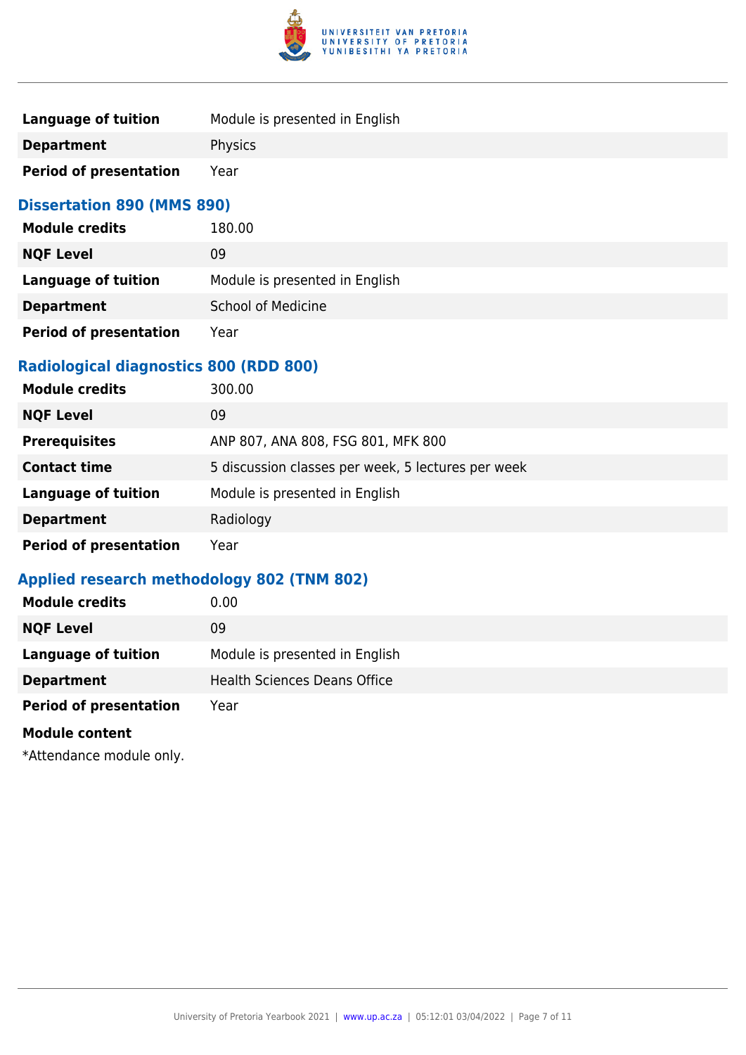| | |
|---|---|
| **Language of tuition** | Module is presented in English |
| **Department** | Physics |
| **Period of presentation** | Year |

### Dissertation 890 (MMS 890)

| | |
|---|---|
| **Module credits** | 180.00 |
| **NQF Level** | 09 |
| **Language of tuition** | Module is presented in English |
| **Department** | School of Medicine |
| **Period of presentation** | Year |

### Radiological diagnostics 800 (RDD 800)

| | |
|---|---|
| **Module credits** | 300.00 |
| **NQF Level** | 09 |
| **Prerequisites** | ANP 807, ANA 808, FSG 801, MFK 800 |
| **Contact time** | 5 discussion classes per week, 5 lectures per week |
| **Language of tuition** | Module is presented in English |
| **Department** | Radiology |
| **Period of presentation** | Year |

### Applied research methodology 802 (TNM 802)

| | |
|---|---|
| **Module credits** | 0.00 |
| **NQF Level** | 09 |
| **Language of tuition** | Module is presented in English |
| **Department** | Health Sciences Deans Office |
| **Period of presentation** | Year |

**Module content**

*Attendance module only.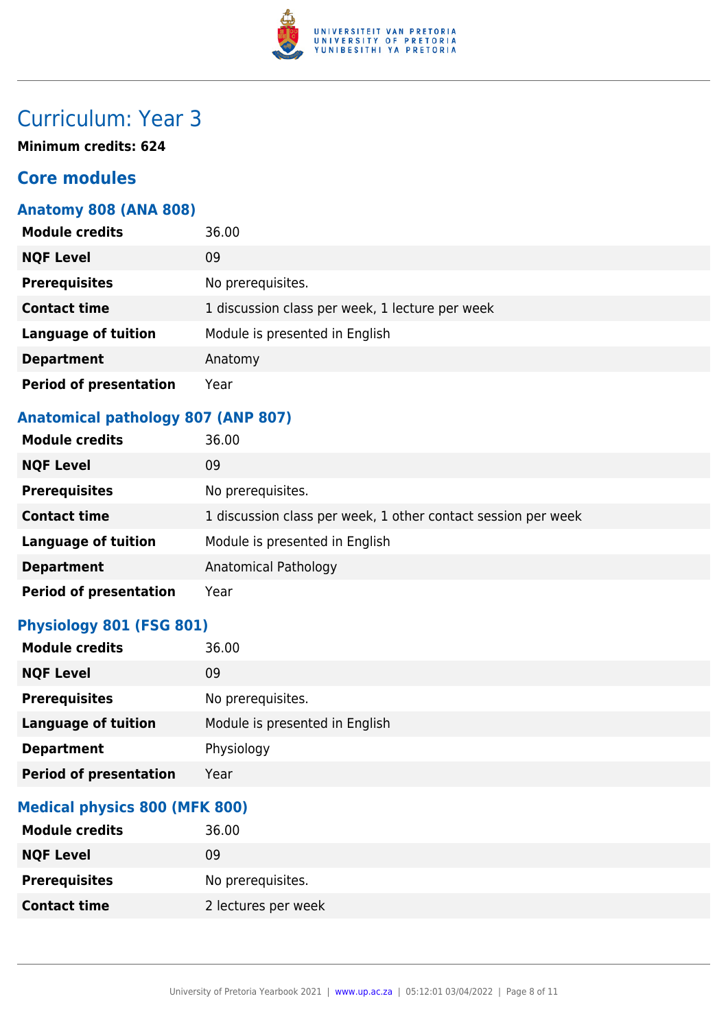# Curriculum: Year 3

**Minimum credits: 624**

## Core modules

### Anatomy 808 (ANA 808)

| | |
|---|---|
| **Module credits** | 36.00 |
| **NQF Level** | 09 |
| **Prerequisites** | No prerequisites. |
| **Contact time** | 1 discussion class per week, 1 lecture per week |
| **Language of tuition** | Module is presented in English |
| **Department** | Anatomy |
| **Period of presentation** | Year |

### Anatomical pathology 807 (ANP 807)

| | |
|---|---|
| **Module credits** | 36.00 |
| **NQF Level** | 09 |
| **Prerequisites** | No prerequisites. |
| **Contact time** | 1 discussion class per week, 1 other contact session per week |
| **Language of tuition** | Module is presented in English |
| **Department** | Anatomical Pathology |
| **Period of presentation** | Year |

### Physiology 801 (FSG 801)

| | |
|---|---|
| **Module credits** | 36.00 |
| **NQF Level** | 09 |
| **Prerequisites** | No prerequisites. |
| **Language of tuition** | Module is presented in English |
| **Department** | Physiology |
| **Period of presentation** | Year |

### Medical physics 800 (MFK 800)

| | |
|---|---|
| **Module credits** | 36.00 |
| **NQF Level** | 09 |
| **Prerequisites** | No prerequisites. |
| **Contact time** | 2 lectures per week |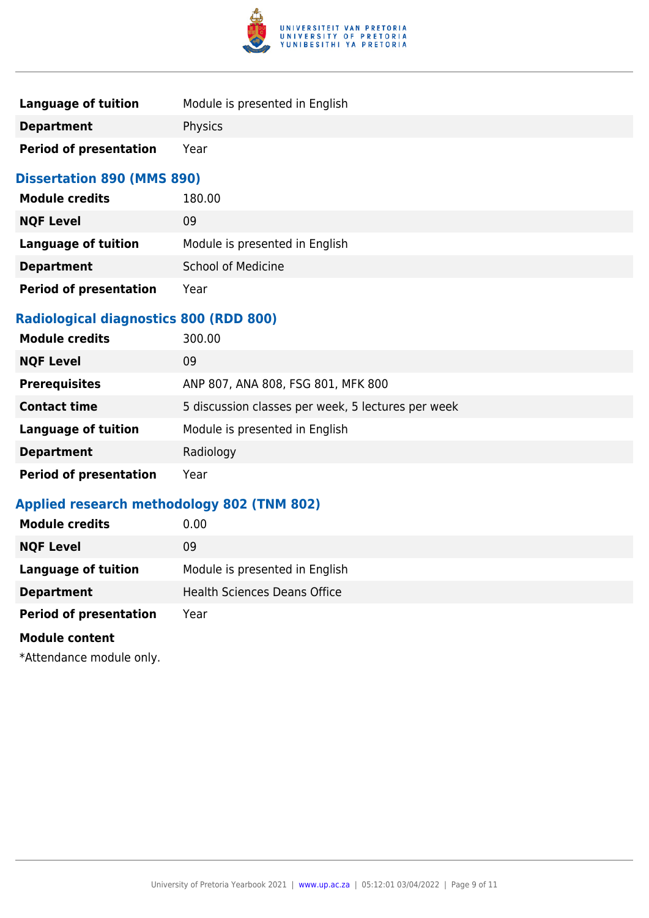| | |
|---|---|
| **Language of tuition** | Module is presented in English |
| **Department** | Physics |
| **Period of presentation** | Year |

### Dissertation 890 (MMS 890)

| | |
|---|---|
| **Module credits** | 180.00 |
| **NQF Level** | 09 |
| **Language of tuition** | Module is presented in English |
| **Department** | School of Medicine |
| **Period of presentation** | Year |

### Radiological diagnostics 800 (RDD 800)

| | |
|---|---|
| **Module credits** | 300.00 |
| **NQF Level** | 09 |
| **Prerequisites** | ANP 807, ANA 808, FSG 801, MFK 800 |
| **Contact time** | 5 discussion classes per week, 5 lectures per week |
| **Language of tuition** | Module is presented in English |
| **Department** | Radiology |
| **Period of presentation** | Year |

### Applied research methodology 802 (TNM 802)

| | |
|---|---|
| **Module credits** | 0.00 |
| **NQF Level** | 09 |
| **Language of tuition** | Module is presented in English |
| **Department** | Health Sciences Deans Office |
| **Period of presentation** | Year |

**Module content**

*Attendance module only.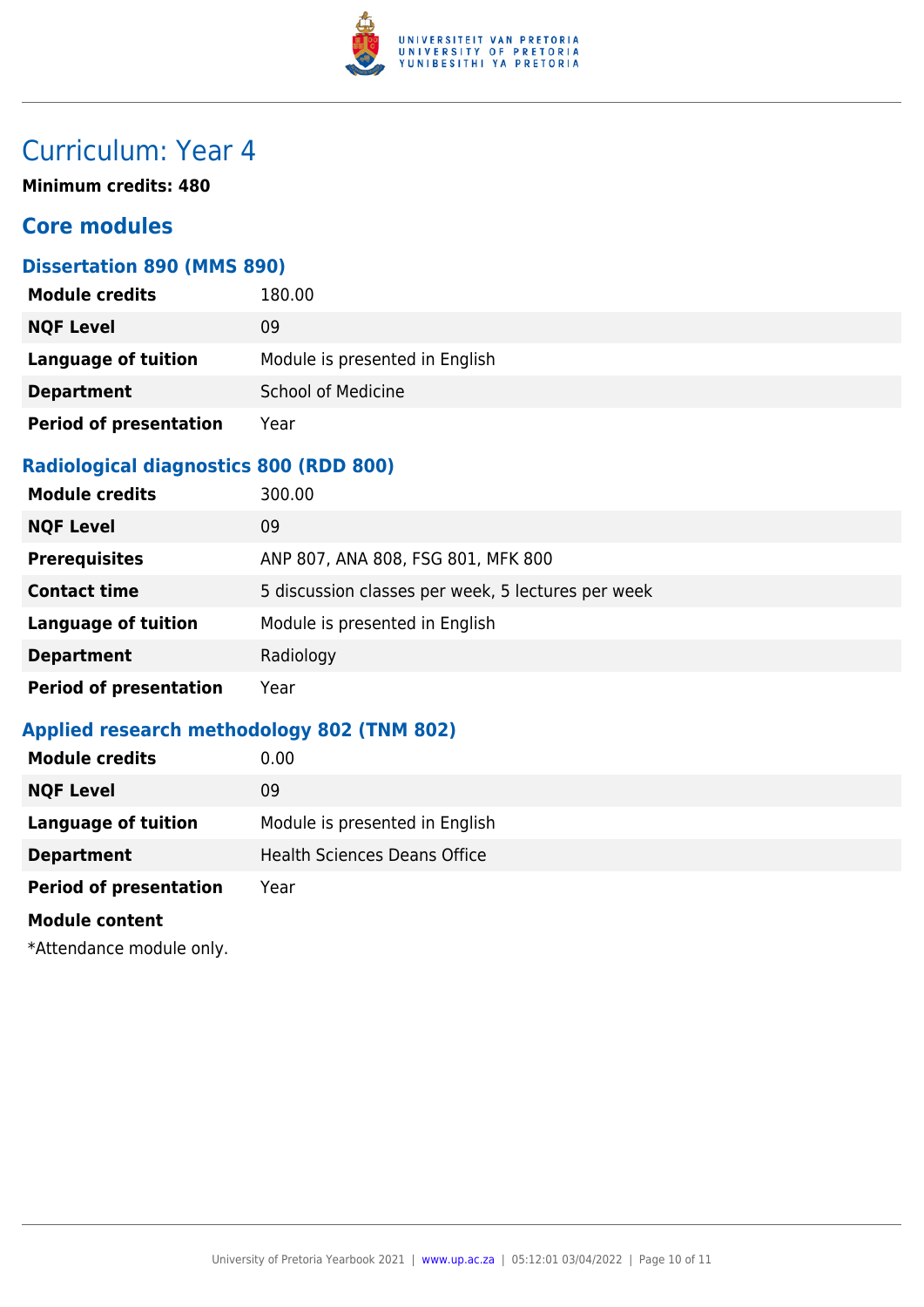# Curriculum: Year 4

**Minimum credits: 480**

## Core modules

### Dissertation 890 (MMS 890)

| | |
|---|---|
| **Module credits** | 180.00 |
| **NQF Level** | 09 |
| **Language of tuition** | Module is presented in English |
| **Department** | School of Medicine |
| **Period of presentation** | Year |

### Radiological diagnostics 800 (RDD 800)

| | |
|---|---|
| **Module credits** | 300.00 |
| **NQF Level** | 09 |
| **Prerequisites** | ANP 807, ANA 808, FSG 801, MFK 800 |
| **Contact time** | 5 discussion classes per week, 5 lectures per week |
| **Language of tuition** | Module is presented in English |
| **Department** | Radiology |
| **Period of presentation** | Year |

### Applied research methodology 802 (TNM 802)

| | |
|---|---|
| **Module credits** | 0.00 |
| **NQF Level** | 09 |
| **Language of tuition** | Module is presented in English |
| **Department** | Health Sciences Deans Office |
| **Period of presentation** | Year |

**Module content**

*Attendance module only.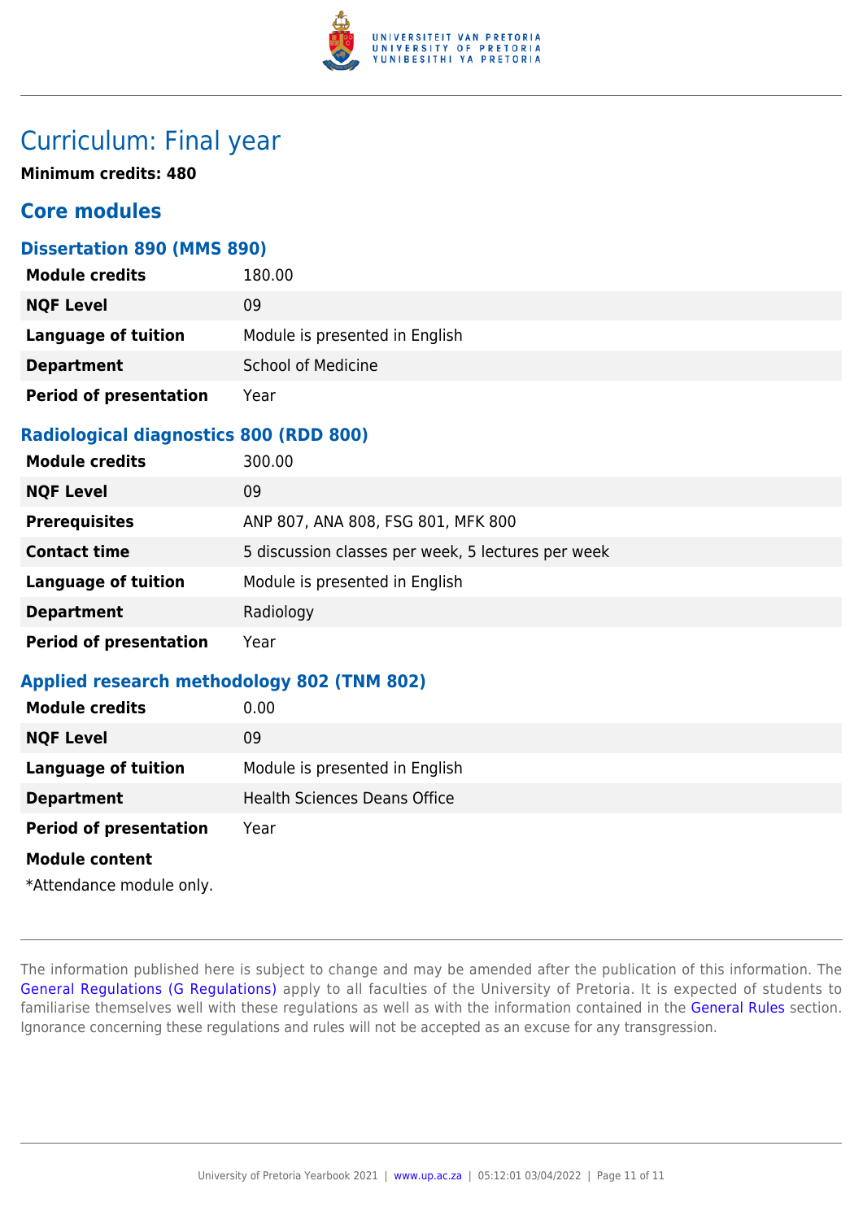# Curriculum: Final year

**Minimum credits: 480**

## Core modules

### Dissertation 890 (MMS 890)

| | |
|---|---|
| **Module credits** | 180.00 |
| **NQF Level** | 09 |
| **Language of tuition** | Module is presented in English |
| **Department** | School of Medicine |
| **Period of presentation** | Year |

### Radiological diagnostics 800 (RDD 800)

| | |
|---|---|
| **Module credits** | 300.00 |
| **NQF Level** | 09 |
| **Prerequisites** | ANP 807, ANA 808, FSG 801, MFK 800 |
| **Contact time** | 5 discussion classes per week, 5 lectures per week |
| **Language of tuition** | Module is presented in English |
| **Department** | Radiology |
| **Period of presentation** | Year |

### Applied research methodology 802 (TNM 802)

| | |
|---|---|
| **Module credits** | 0.00 |
| **NQF Level** | 09 |
| **Language of tuition** | Module is presented in English |
| **Department** | Health Sciences Deans Office |
| **Period of presentation** | Year |

**Module content**

*Attendance module only.

The information published here is subject to change and may be amended after the publication of this information. The General Regulations (G Regulations) apply to all faculties of the University of Pretoria. It is expected of students to familiarise themselves well with these regulations as well as with the information contained in the General Rules section. Ignorance concerning these regulations and rules will not be accepted as an excuse for any transgression.